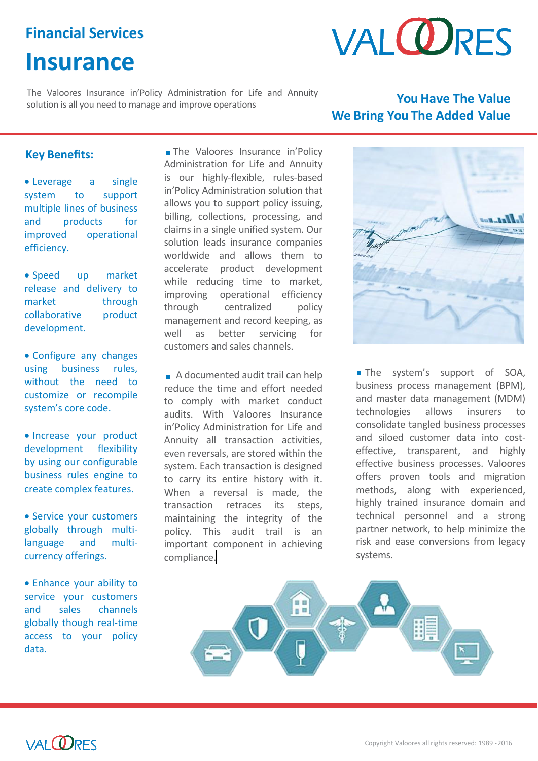# Financial Services

# Insurance

The Valoores Insurance in'Policy Administration for Life and Annuity solution is all you need to manage and improve operations

**You Have The Value**
**We Bring You The Added Value**

## Key Benefits:

- Leverage a single system to support multiple lines of business and products for improved operational efficiency.
- Speed up market release and delivery to market through collaborative product development.
- Configure any changes using business rules, without the need to customize or recompile system's core code.
- Increase your product development flexibility by using our configurable business rules engine to create complex features.
- Service your customers globally through multi-language and multi-currency offerings.
- Enhance your ability to service your customers and sales channels globally though real-time access to your policy data.

The Valoores Insurance in'Policy Administration for Life and Annuity is our highly-flexible, rules-based in'Policy Administration solution that allows you to support policy issuing, billing, collections, processing, and claims in a single unified system. Our solution leads insurance companies worldwide and allows them to accelerate product development while reducing time to market, improving operational efficiency through centralized policy management and record keeping, as well as better servicing for customers and sales channels.

A documented audit trail can help reduce the time and effort needed to comply with market conduct audits. With Valoores Insurance in'Policy Administration for Life and Annuity all transaction activities, even reversals, are stored within the system. Each transaction is designed to carry its entire history with it. When a reversal is made, the transaction retraces its steps, maintaining the integrity of the policy. This audit trail is an important component in achieving compliance.

The system's support of SOA, business process management (BPM), and master data management (MDM) technologies allows insurers to consolidate tangled business processes and siloed customer data into cost-effective, transparent, and highly effective business processes. Valoores offers proven tools and migration methods, along with experienced, highly trained insurance domain and technical personnel and a strong partner network, to help minimize the risk and ease conversions from legacy systems.

Copyright Valoores all rights reserved: 1989 - 2016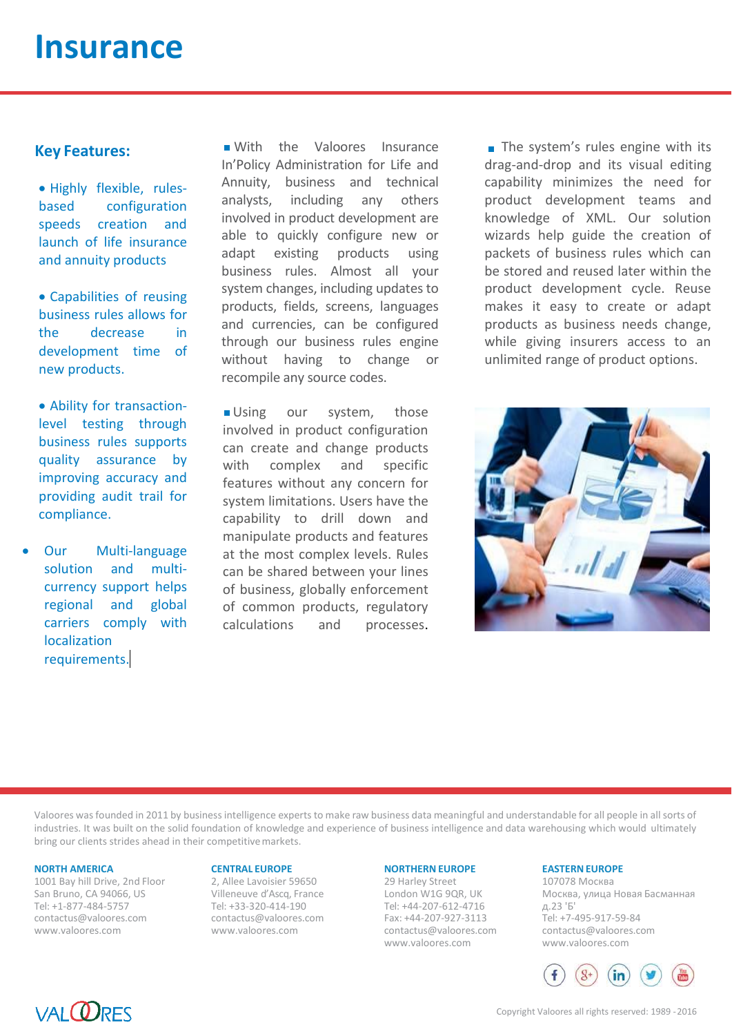# Insurance

## Key Features:

- Highly flexible, rules-based configuration speeds creation and launch of life insurance and annuity products
- Capabilities of reusing business rules allows for the decrease in development time of new products.
- Ability for transaction-level testing through business rules supports quality assurance by improving accuracy and providing audit trail for compliance.
- Our Multi-language solution and multi-currency support helps regional and global carriers comply with localization requirements.

With the Valoores Insurance In'Policy Administration for Life and Annuity, business and technical analysts, including any others involved in product development are able to quickly configure new or adapt existing products using business rules. Almost all your system changes, including updates to products, fields, screens, languages and currencies, can be configured through our business rules engine without having to change or recompile any source codes.

Using our system, those involved in product configuration can create and change products with complex and specific features without any concern for system limitations. Users have the capability to drill down and manipulate products and features at the most complex levels. Rules can be shared between your lines of business, globally enforcement of common products, regulatory calculations and processes.

The system's rules engine with its drag-and-drop and its visual editing capability minimizes the need for product development teams and knowledge of XML. Our solution wizards help guide the creation of packets of business rules which can be stored and reused later within the product development cycle. Reuse makes it easy to create or adapt products as business needs change, while giving insurers access to an unlimited range of product options.

Valoores was founded in 2011 by business intelligence experts to make raw business data meaningful and understandable for all people in all sorts of industries. It was built on the solid foundation of knowledge and experience of business intelligence and data warehousing which would ultimately bring our clients strides ahead in their competitive markets.

**NORTH AMERICA**
1001 Bay hill Drive, 2nd Floor
San Bruno, CA 94066, US
Tel: +1-877-484-5757
contactus@valoores.com
www.valoores.com

**CENTRAL EUROPE**
2, Allee Lavoisier 59650
Villeneuve d'Ascq, France
Tel: +33-320-414-190
contactus@valoores.com
www.valoores.com

**NORTHERN EUROPE**
29 Harley Street
London W1G 9QR, UK
Tel: +44-207-612-4716
Fax: +44-207-927-3113
contactus@valoores.com
www.valoores.com

**EASTERN EUROPE**
107078 Москва
Москва, улица Новая Басманная д.23 'Б'
Tel: +7-495-917-59-84
contactus@valoores.com
www.valoores.com

VALOORES

Copyright Valoores all rights reserved: 1989 - 2016